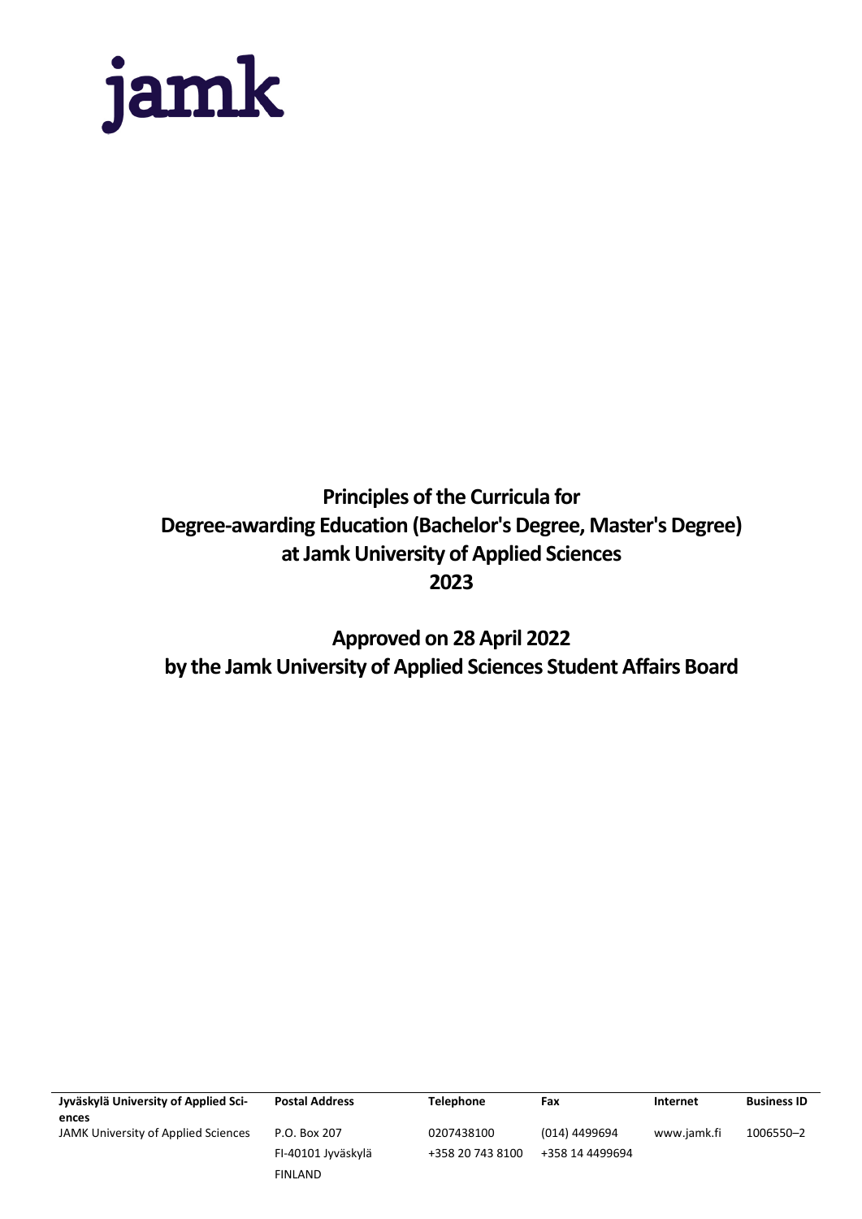jamk

# Principles of the Curricula for Degree-awarding Education (Bachelor's Degree, Master's Degree) at Jamk University of Applied Sciences 2023

## Approved on 28 April 2022 by the Jamk University of Applied Sciences Student Affairs Board

| Jyväskylä University of Applied Sciences | Postal Address | Telephone | Fax | Internet | Business ID |
| --- | --- | --- | --- | --- | --- |
| JAMK University of Applied Sciences | P.O. Box 207 | 0207438100 | (014) 4499694 | www.jamk.fi | 1006550–2 |
| | FI-40101 Jyväskylä | +358 20 743 8100 | +358 14 4499694 | | |
| | FINLAND | | | | |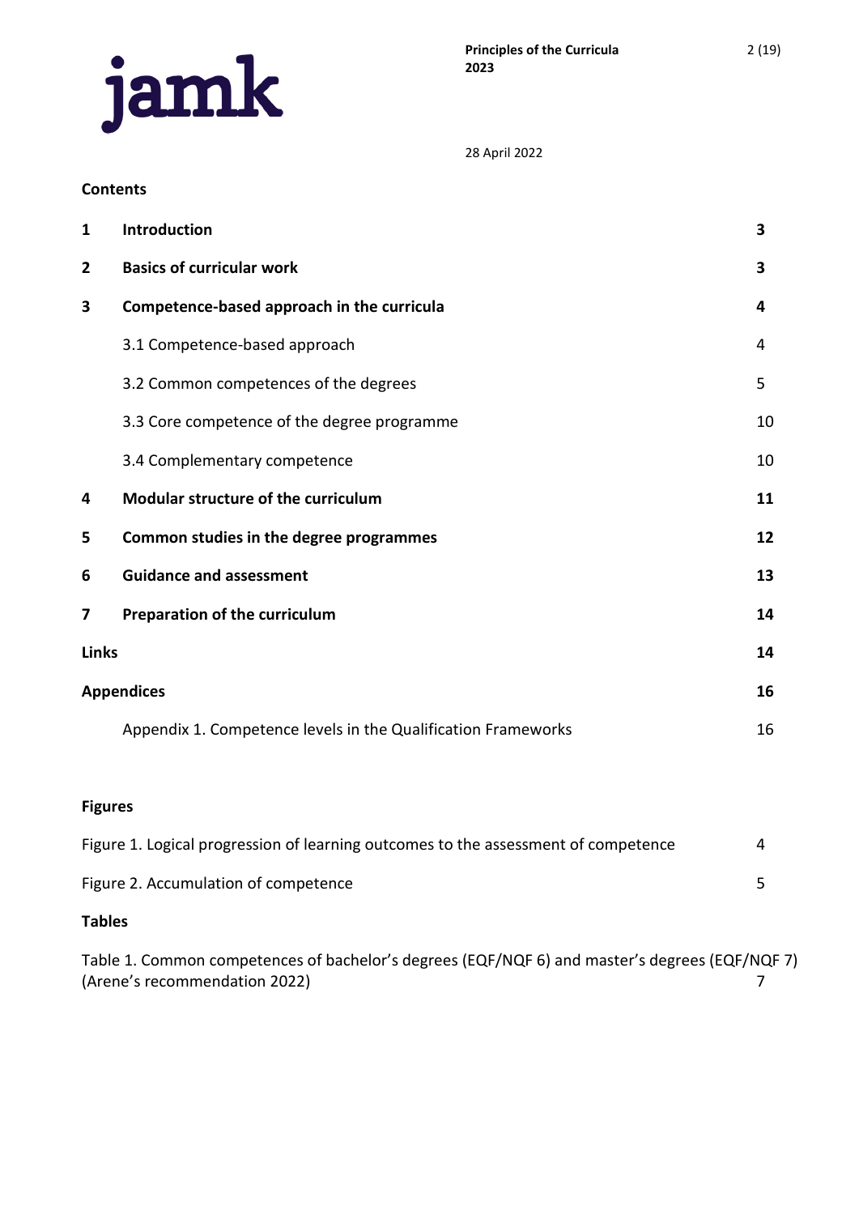**Contents**

| | | |
|---|---|---|
| **1** | **Introduction** | **3** |
| **2** | **Basics of curricular work** | **3** |
| **3** | **Competence-based approach in the curricula** | **4** |
| | 3.1 Competence-based approach | 4 |
| | 3.2 Common competences of the degrees | 5 |
| | 3.3 Core competence of the degree programme | 10 |
| | 3.4 Complementary competence | 10 |
| **4** | **Modular structure of the curriculum** | **11** |
| **5** | **Common studies in the degree programmes** | **12** |
| **6** | **Guidance and assessment** | **13** |
| **7** | **Preparation of the curriculum** | **14** |
| **Links** | | **14** |
| **Appendices** | | **16** |
| | Appendix 1. Competence levels in the Qualification Frameworks | 16 |

**Figures**

Figure 1. Logical progression of learning outcomes to the assessment of competence 4

Figure 2. Accumulation of competence 5

**Tables**

Table 1. Common competences of bachelor's degrees (EQF/NQF 6) and master's degrees (EQF/NQF 7) (Arene's recommendation 2022) 7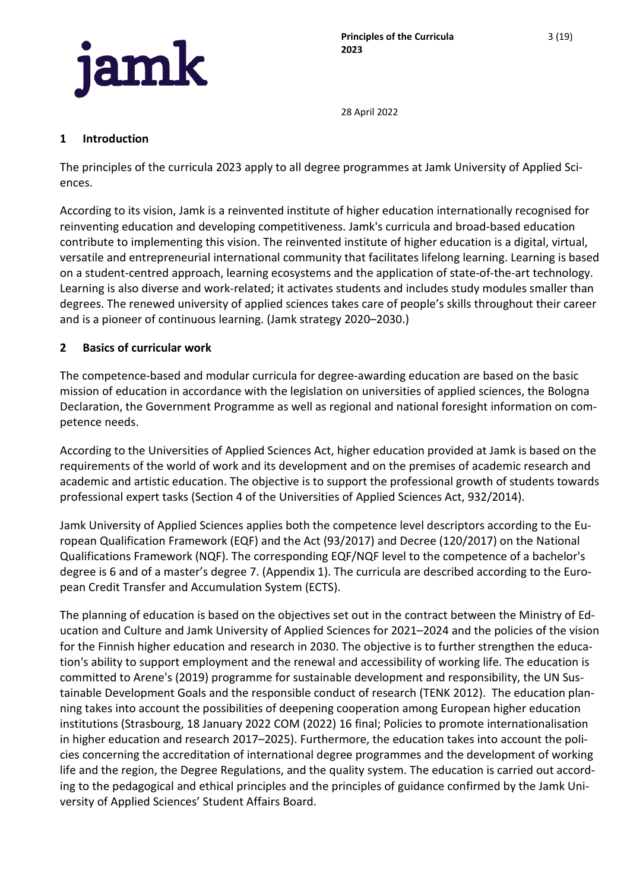## 1 Introduction

The principles of the curricula 2023 apply to all degree programmes at Jamk University of Applied Sciences.

According to its vision, Jamk is a reinvented institute of higher education internationally recognised for reinventing education and developing competitiveness. Jamk's curricula and broad-based education contribute to implementing this vision. The reinvented institute of higher education is a digital, virtual, versatile and entrepreneurial international community that facilitates lifelong learning. Learning is based on a student-centred approach, learning ecosystems and the application of state-of-the-art technology. Learning is also diverse and work-related; it activates students and includes study modules smaller than degrees. The renewed university of applied sciences takes care of people's skills throughout their career and is a pioneer of continuous learning. (Jamk strategy 2020–2030.)

## 2 Basics of curricular work

The competence-based and modular curricula for degree-awarding education are based on the basic mission of education in accordance with the legislation on universities of applied sciences, the Bologna Declaration, the Government Programme as well as regional and national foresight information on competence needs.

According to the Universities of Applied Sciences Act, higher education provided at Jamk is based on the requirements of the world of work and its development and on the premises of academic research and academic and artistic education. The objective is to support the professional growth of students towards professional expert tasks (Section 4 of the Universities of Applied Sciences Act, 932/2014).

Jamk University of Applied Sciences applies both the competence level descriptors according to the European Qualification Framework (EQF) and the Act (93/2017) and Decree (120/2017) on the National Qualifications Framework (NQF). The corresponding EQF/NQF level to the competence of a bachelor's degree is 6 and of a master's degree 7. (Appendix 1). The curricula are described according to the European Credit Transfer and Accumulation System (ECTS).

The planning of education is based on the objectives set out in the contract between the Ministry of Education and Culture and Jamk University of Applied Sciences for 2021–2024 and the policies of the vision for the Finnish higher education and research in 2030. The objective is to further strengthen the education's ability to support employment and the renewal and accessibility of working life. The education is committed to Arene's (2019) programme for sustainable development and responsibility, the UN Sustainable Development Goals and the responsible conduct of research (TENK 2012). The education planning takes into account the possibilities of deepening cooperation among European higher education institutions (Strasbourg, 18 January 2022 COM (2022) 16 final; Policies to promote internationalisation in higher education and research 2017–2025). Furthermore, the education takes into account the policies concerning the accreditation of international degree programmes and the development of working life and the region, the Degree Regulations, and the quality system. The education is carried out according to the pedagogical and ethical principles and the principles of guidance confirmed by the Jamk University of Applied Sciences' Student Affairs Board.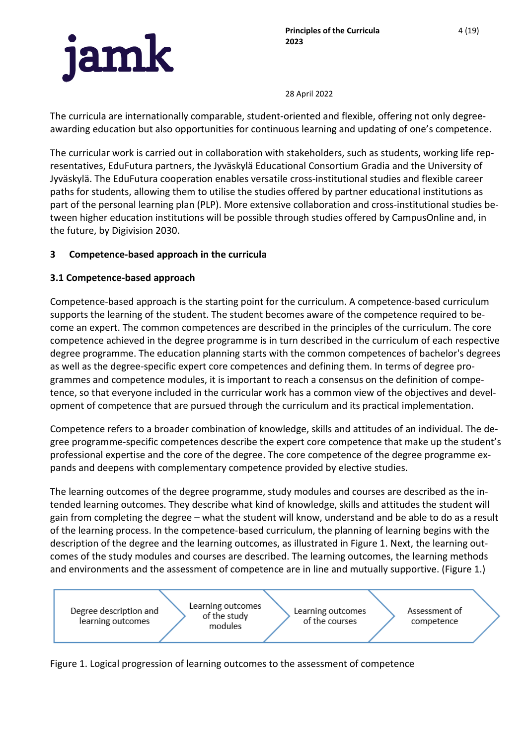The curricula are internationally comparable, student-oriented and flexible, offering not only degree-awarding education but also opportunities for continuous learning and updating of one's competence.

The curricular work is carried out in collaboration with stakeholders, such as students, working life representatives, EduFutura partners, the Jyväskylä Educational Consortium Gradia and the University of Jyväskylä. The EduFutura cooperation enables versatile cross-institutional studies and flexible career paths for students, allowing them to utilise the studies offered by partner educational institutions as part of the personal learning plan (PLP). More extensive collaboration and cross-institutional studies between higher education institutions will be possible through studies offered by CampusOnline and, in the future, by Digivision 2030.

## 3 Competence-based approach in the curricula

### 3.1 Competence-based approach

Competence-based approach is the starting point for the curriculum. A competence-based curriculum supports the learning of the student. The student becomes aware of the competence required to become an expert. The common competences are described in the principles of the curriculum. The core competence achieved in the degree programme is in turn described in the curriculum of each respective degree programme. The education planning starts with the common competences of bachelor's degrees as well as the degree-specific expert core competences and defining them. In terms of degree programmes and competence modules, it is important to reach a consensus on the definition of competence, so that everyone included in the curricular work has a common view of the objectives and development of competence that are pursued through the curriculum and its practical implementation.

Competence refers to a broader combination of knowledge, skills and attitudes of an individual. The degree programme-specific competences describe the expert core competence that make up the student's professional expertise and the core of the degree. The core competence of the degree programme expands and deepens with complementary competence provided by elective studies.

The learning outcomes of the degree programme, study modules and courses are described as the intended learning outcomes. They describe what kind of knowledge, skills and attitudes the student will gain from completing the degree – what the student will know, understand and be able to do as a result of the learning process. In the competence-based curriculum, the planning of learning begins with the description of the degree and the learning outcomes, as illustrated in Figure 1. Next, the learning outcomes of the study modules and courses are described. The learning outcomes, the learning methods and environments and the assessment of competence are in line and mutually supportive. (Figure 1.)

Degree description and learning outcomes → Learning outcomes of the study modules → Learning outcomes of the courses → Assessment of competence

Figure 1. Logical progression of learning outcomes to the assessment of competence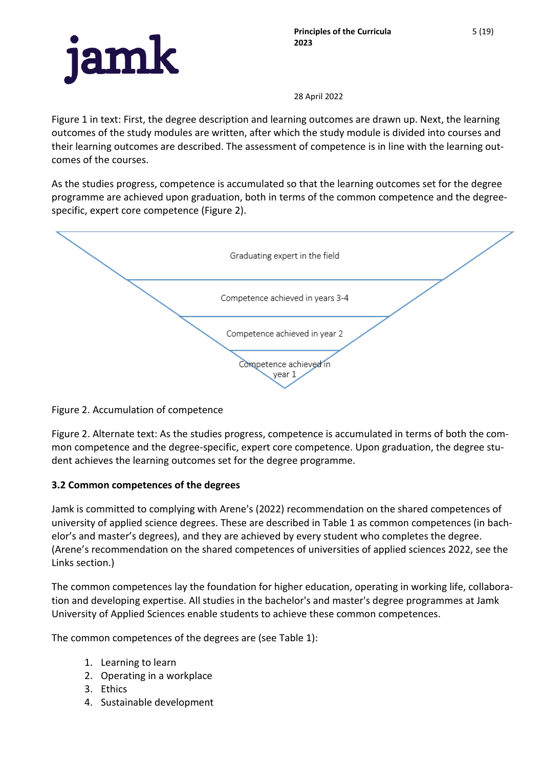Figure 1 in text: First, the degree description and learning outcomes are drawn up. Next, the learning outcomes of the study modules are written, after which the study module is divided into courses and their learning outcomes are described. The assessment of competence is in line with the learning outcomes of the courses.

As the studies progress, competence is accumulated so that the learning outcomes set for the degree programme are achieved upon graduation, both in terms of the common competence and the degree-specific, expert core competence (Figure 2).

Graduating expert in the field

Competence achieved in years 3-4

Competence achieved in year 2

Competence achieved in year 1

Figure 2. Accumulation of competence

Figure 2. Alternate text: As the studies progress, competence is accumulated in terms of both the common competence and the degree-specific, expert core competence. Upon graduation, the degree student achieves the learning outcomes set for the degree programme.

### 3.2 Common competences of the degrees

Jamk is committed to complying with Arene's (2022) recommendation on the shared competences of university of applied science degrees. These are described in Table 1 as common competences (in bachelor's and master's degrees), and they are achieved by every student who completes the degree. (Arene's recommendation on the shared competences of universities of applied sciences 2022, see the Links section.)

The common competences lay the foundation for higher education, operating in working life, collaboration and developing expertise. All studies in the bachelor's and master's degree programmes at Jamk University of Applied Sciences enable students to achieve these common competences.

The common competences of the degrees are (see Table 1):

1. Learning to learn
2. Operating in a workplace
3. Ethics
4. Sustainable development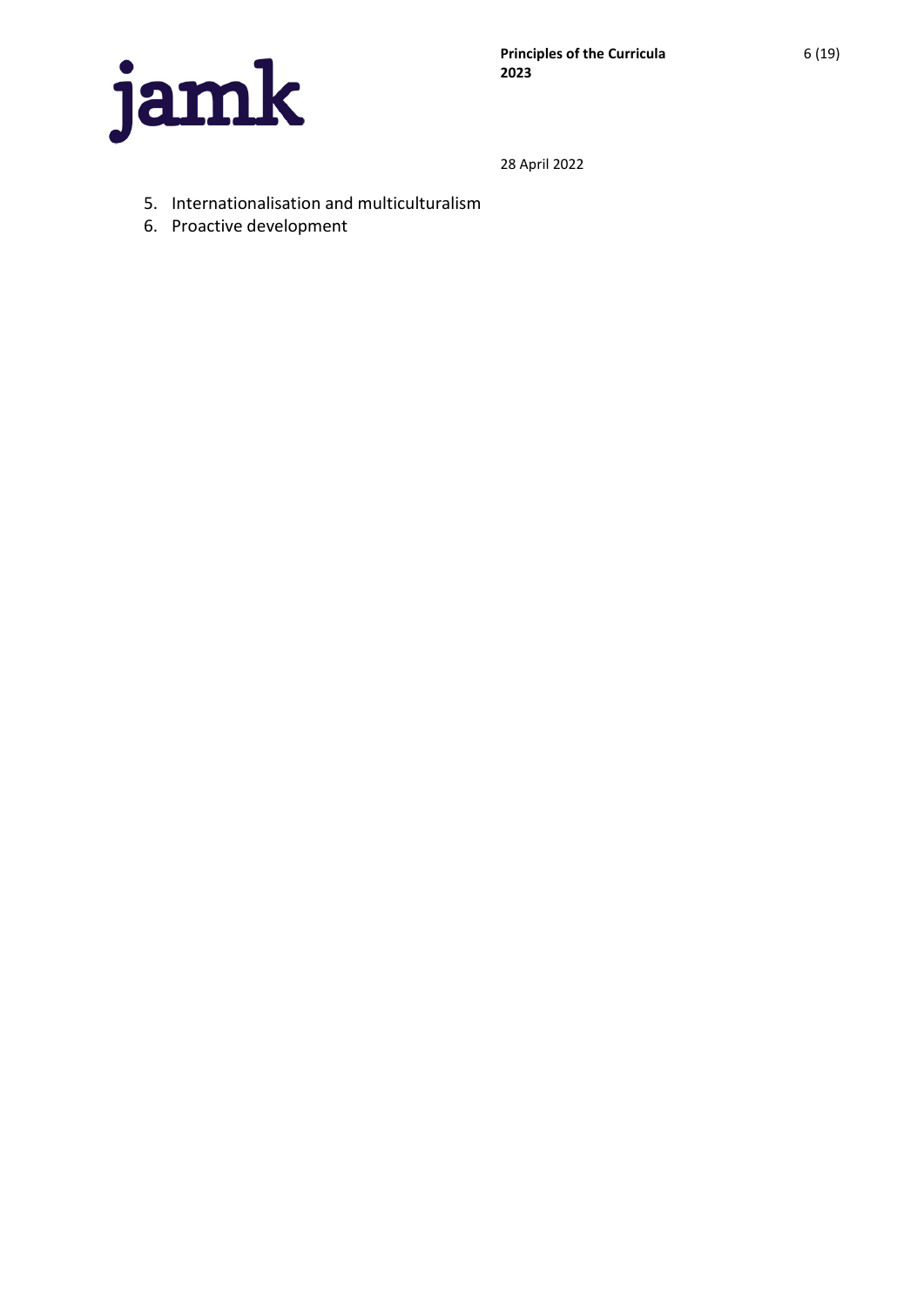5. Internationalisation and multiculturalism
6. Proactive development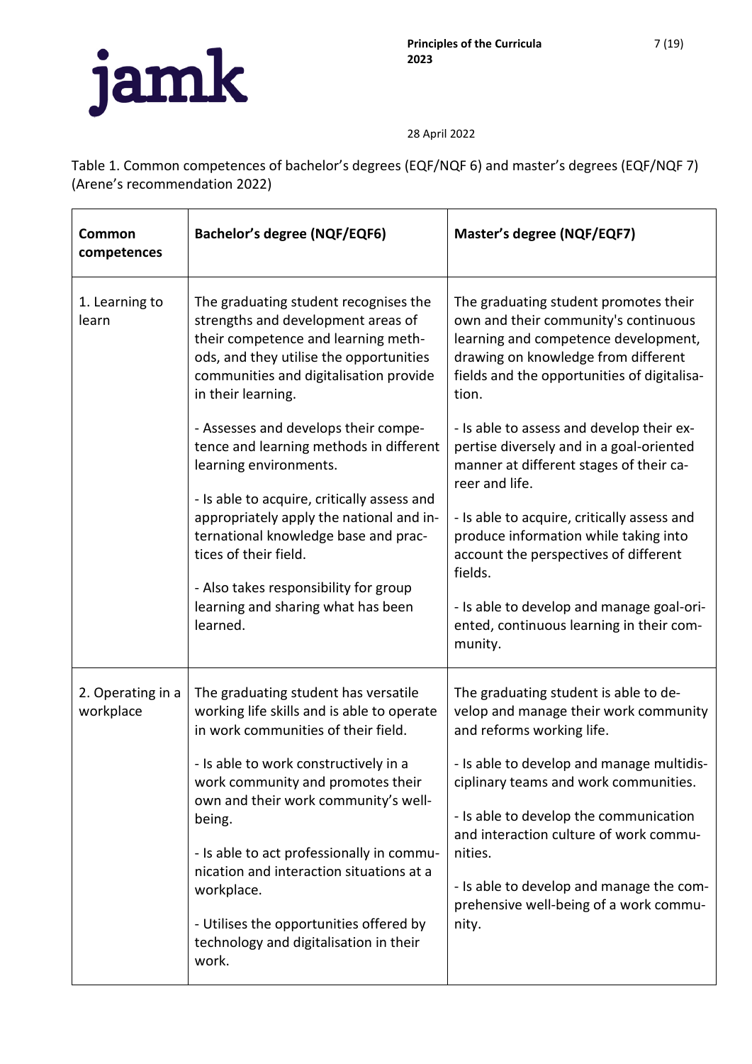Table 1. Common competences of bachelor's degrees (EQF/NQF 6) and master's degrees (EQF/NQF 7) (Arene's recommendation 2022)

| Common competences | Bachelor's degree (NQF/EQF6) | Master's degree (NQF/EQF7) |
|---|---|---|
| 1. Learning to learn | The graduating student recognises the strengths and development areas of their competence and learning methods, and they utilise the opportunities communities and digitalisation provide in their learning.<br><br>- Assesses and develops their competence and learning methods in different learning environments.<br><br>- Is able to acquire, critically assess and appropriately apply the national and international knowledge base and practices of their field.<br><br>- Also takes responsibility for group learning and sharing what has been learned. | The graduating student promotes their own and their community's continuous learning and competence development, drawing on knowledge from different fields and the opportunities of digitalisation.<br><br>- Is able to assess and develop their expertise diversely and in a goal-oriented manner at different stages of their career and life.<br><br>- Is able to acquire, critically assess and produce information while taking into account the perspectives of different fields.<br><br>- Is able to develop and manage goal-oriented, continuous learning in their community. |
| 2. Operating in a workplace | The graduating student has versatile working life skills and is able to operate in work communities of their field.<br><br>- Is able to work constructively in a work community and promotes their own and their work community's well-being.<br><br>- Is able to act professionally in communication and interaction situations at a workplace.<br><br>- Utilises the opportunities offered by technology and digitalisation in their work. | The graduating student is able to develop and manage their work community and reforms working life.<br><br>- Is able to develop and manage multidisciplinary teams and work communities.<br><br>- Is able to develop the communication and interaction culture of work communities.<br><br>- Is able to develop and manage the comprehensive well-being of a work community. |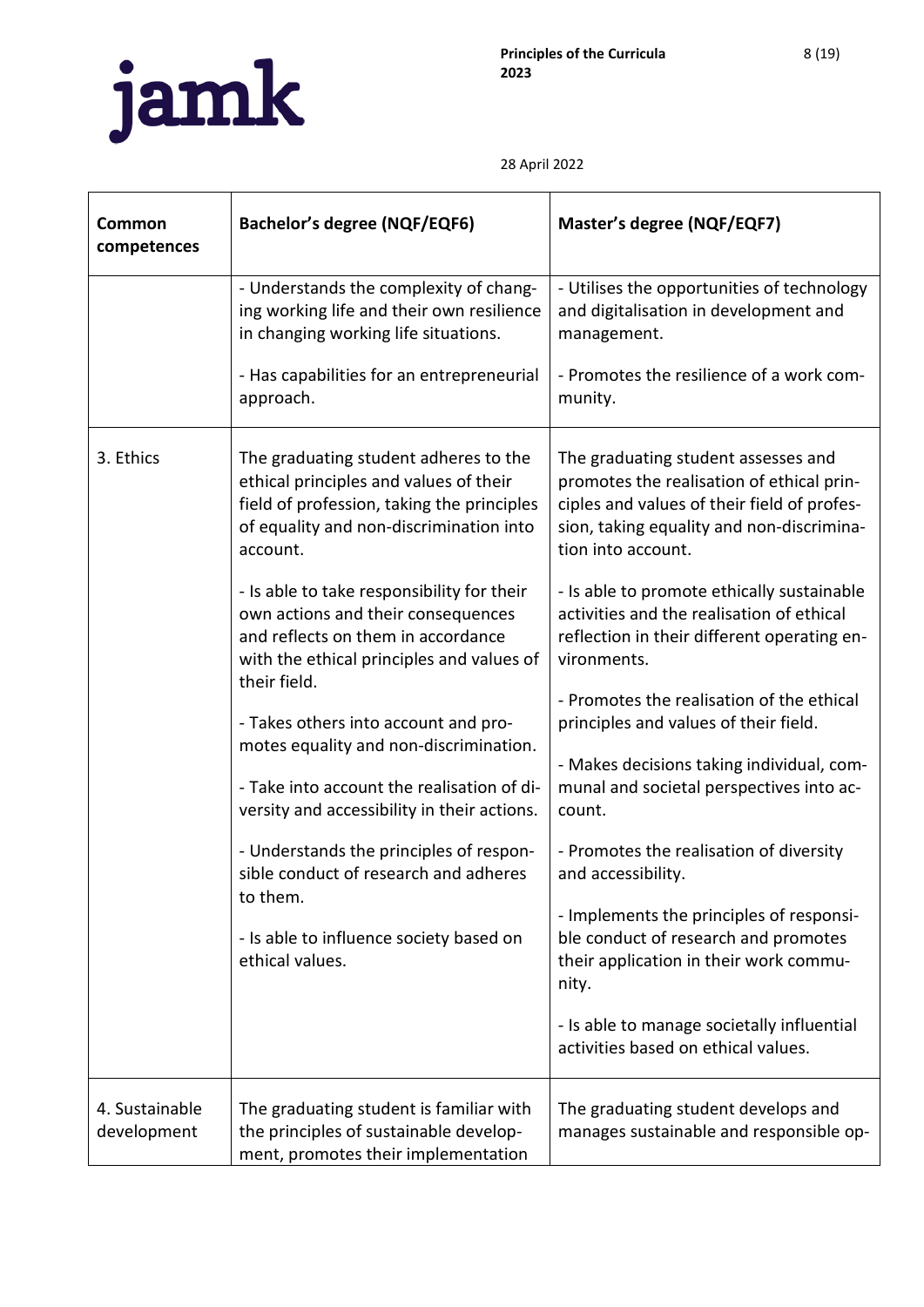| Common competences | Bachelor's degree (NQF/EQF6) | Master's degree (NQF/EQF7) |
|---|---|---|
| | - Understands the complexity of changing working life and their own resilience in changing working life situations.<br><br>- Has capabilities for an entrepreneurial approach. | - Utilises the opportunities of technology and digitalisation in development and management.<br><br>- Promotes the resilience of a work community. |
| 3. Ethics | The graduating student adheres to the ethical principles and values of their field of profession, taking the principles of equality and non-discrimination into account.<br><br>- Is able to take responsibility for their own actions and their consequences and reflects on them in accordance with the ethical principles and values of their field.<br><br>- Takes others into account and promotes equality and non-discrimination.<br><br>- Take into account the realisation of diversity and accessibility in their actions.<br><br>- Understands the principles of responsible conduct of research and adheres to them.<br><br>- Is able to influence society based on ethical values. | The graduating student assesses and promotes the realisation of ethical principles and values of their field of profession, taking equality and non-discrimination into account.<br><br>- Is able to promote ethically sustainable activities and the realisation of ethical reflection in their different operating environments.<br><br>- Promotes the realisation of the ethical principles and values of their field.<br><br>- Makes decisions taking individual, communal and societal perspectives into account.<br><br>- Promotes the realisation of diversity and accessibility.<br><br>- Implements the principles of responsible conduct of research and promotes their application in their work community.<br><br>- Is able to manage societally influential activities based on ethical values. |
| 4. Sustainable development | The graduating student is familiar with the principles of sustainable development, promotes their implementation | The graduating student develops and manages sustainable and responsible op- |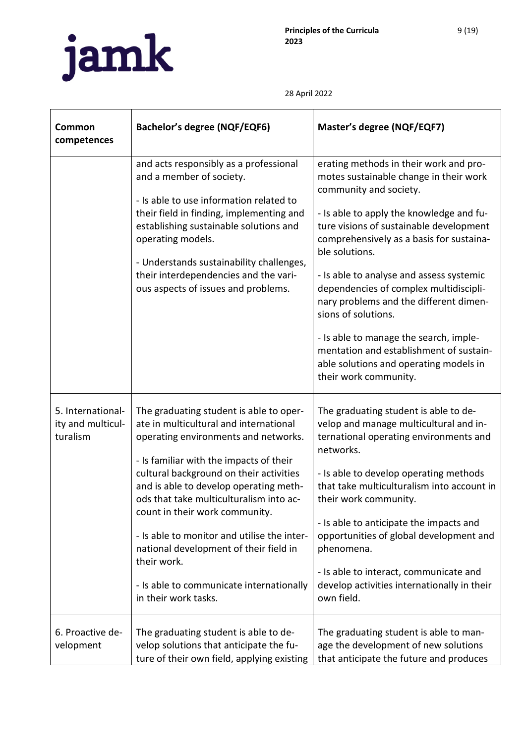| Common competences | Bachelor's degree (NQF/EQF6) | Master's degree (NQF/EQF7) |
|---|---|---|
| | and acts responsibly as a professional and a member of society.<br><br>- Is able to use information related to their field in finding, implementing and establishing sustainable solutions and operating models.<br><br>- Understands sustainability challenges, their interdependencies and the various aspects of issues and problems. | erating methods in their work and promotes sustainable change in their work community and society.<br><br>- Is able to apply the knowledge and future visions of sustainable development comprehensively as a basis for sustainable solutions.<br><br>- Is able to analyse and assess systemic dependencies of complex multidisciplinary problems and the different dimensions of solutions.<br><br>- Is able to manage the search, implementation and establishment of sustainable solutions and operating models in their work community. |
| 5. Internationality and multiculturalism | The graduating student is able to operate in multicultural and international operating environments and networks.<br><br>- Is familiar with the impacts of their cultural background on their activities and is able to develop operating methods that take multiculturalism into account in their work community.<br><br>- Is able to monitor and utilise the international development of their field in their work.<br><br>- Is able to communicate internationally in their work tasks. | The graduating student is able to develop and manage multicultural and international operating environments and networks.<br><br>- Is able to develop operating methods that take multiculturalism into account in their work community.<br><br>- Is able to anticipate the impacts and opportunities of global development and phenomena.<br><br>- Is able to interact, communicate and develop activities internationally in their own field. |
| 6. Proactive development | The graduating student is able to develop solutions that anticipate the future of their own field, applying existing | The graduating student is able to manage the development of new solutions that anticipate the future and produces |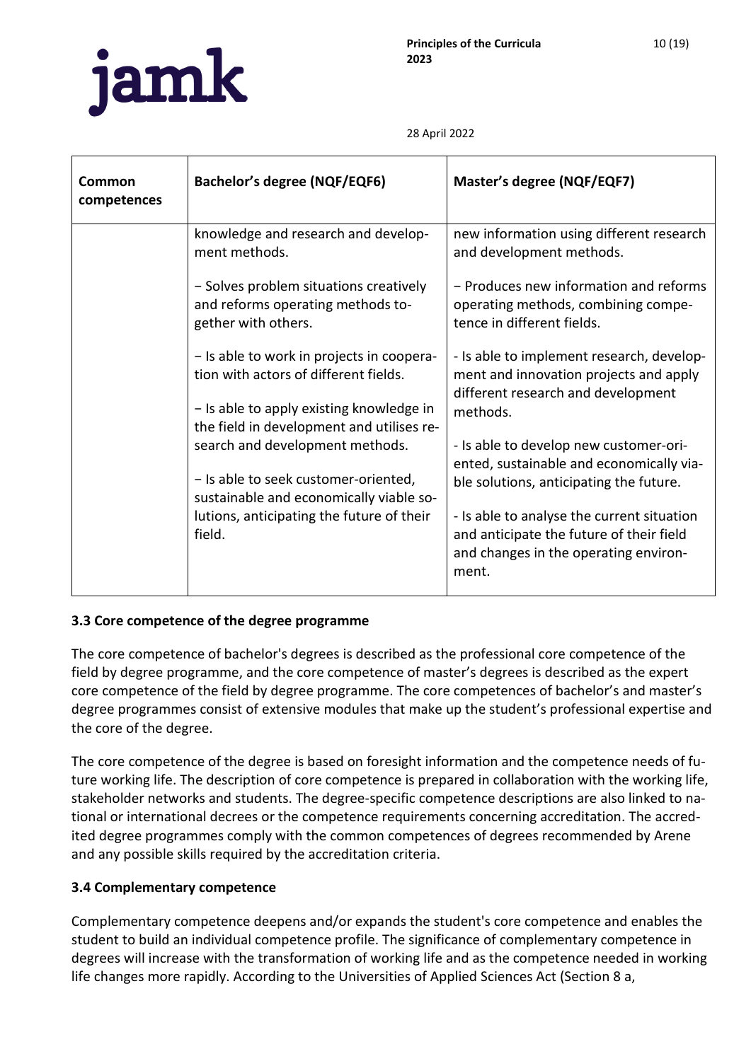| Common competences | Bachelor's degree (NQF/EQF6) | Master's degree (NQF/EQF7) |
|---|---|---|
| | knowledge and research and development methods.<br><br>− Solves problem situations creatively and reforms operating methods together with others.<br><br>− Is able to work in projects in cooperation with actors of different fields.<br><br>− Is able to apply existing knowledge in the field in development and utilises research and development methods.<br><br>− Is able to seek customer-oriented, sustainable and economically viable solutions, anticipating the future of their field. | new information using different research and development methods.<br><br>− Produces new information and reforms operating methods, combining competence in different fields.<br><br>- Is able to implement research, development and innovation projects and apply different research and development methods.<br><br>- Is able to develop new customer-oriented, sustainable and economically viable solutions, anticipating the future.<br><br>- Is able to analyse the current situation and anticipate the future of their field and changes in the operating environment. |

### 3.3 Core competence of the degree programme

The core competence of bachelor's degrees is described as the professional core competence of the field by degree programme, and the core competence of master's degrees is described as the expert core competence of the field by degree programme. The core competences of bachelor's and master's degree programmes consist of extensive modules that make up the student's professional expertise and the core of the degree.

The core competence of the degree is based on foresight information and the competence needs of future working life. The description of core competence is prepared in collaboration with the working life, stakeholder networks and students. The degree-specific competence descriptions are also linked to national or international decrees or the competence requirements concerning accreditation. The accredited degree programmes comply with the common competences of degrees recommended by Arene and any possible skills required by the accreditation criteria.

### 3.4 Complementary competence

Complementary competence deepens and/or expands the student's core competence and enables the student to build an individual competence profile. The significance of complementary competence in degrees will increase with the transformation of working life and as the competence needed in working life changes more rapidly. According to the Universities of Applied Sciences Act (Section 8 a,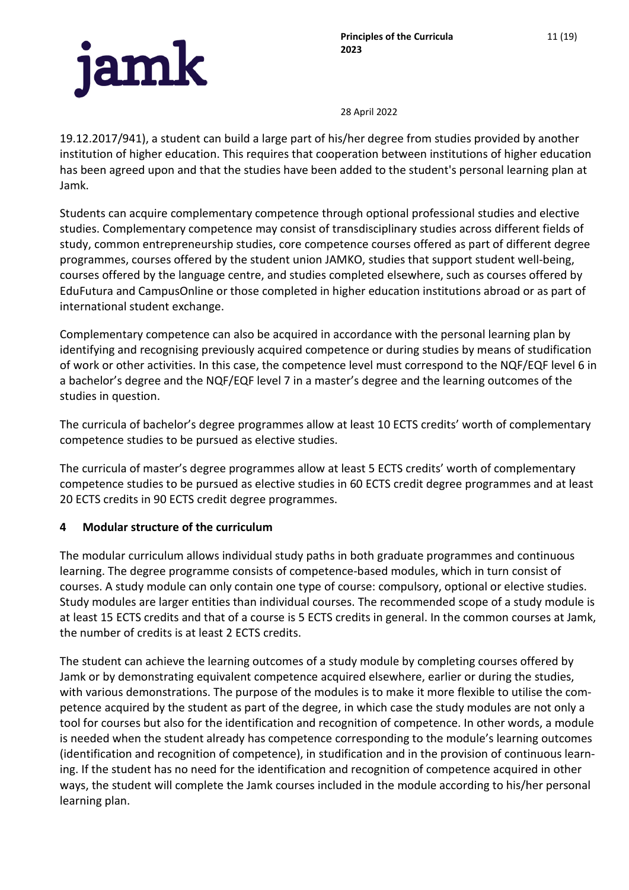19.12.2017/941), a student can build a large part of his/her degree from studies provided by another institution of higher education. This requires that cooperation between institutions of higher education has been agreed upon and that the studies have been added to the student's personal learning plan at Jamk.

Students can acquire complementary competence through optional professional studies and elective studies. Complementary competence may consist of transdisciplinary studies across different fields of study, common entrepreneurship studies, core competence courses offered as part of different degree programmes, courses offered by the student union JAMKO, studies that support student well-being, courses offered by the language centre, and studies completed elsewhere, such as courses offered by EduFutura and CampusOnline or those completed in higher education institutions abroad or as part of international student exchange.

Complementary competence can also be acquired in accordance with the personal learning plan by identifying and recognising previously acquired competence or during studies by means of studification of work or other activities. In this case, the competence level must correspond to the NQF/EQF level 6 in a bachelor's degree and the NQF/EQF level 7 in a master's degree and the learning outcomes of the studies in question.

The curricula of bachelor's degree programmes allow at least 10 ECTS credits' worth of complementary competence studies to be pursued as elective studies.

The curricula of master's degree programmes allow at least 5 ECTS credits' worth of complementary competence studies to be pursued as elective studies in 60 ECTS credit degree programmes and at least 20 ECTS credits in 90 ECTS credit degree programmes.

## 4 Modular structure of the curriculum

The modular curriculum allows individual study paths in both graduate programmes and continuous learning. The degree programme consists of competence-based modules, which in turn consist of courses. A study module can only contain one type of course: compulsory, optional or elective studies. Study modules are larger entities than individual courses. The recommended scope of a study module is at least 15 ECTS credits and that of a course is 5 ECTS credits in general. In the common courses at Jamk, the number of credits is at least 2 ECTS credits.

The student can achieve the learning outcomes of a study module by completing courses offered by Jamk or by demonstrating equivalent competence acquired elsewhere, earlier or during the studies, with various demonstrations. The purpose of the modules is to make it more flexible to utilise the competence acquired by the student as part of the degree, in which case the study modules are not only a tool for courses but also for the identification and recognition of competence. In other words, a module is needed when the student already has competence corresponding to the module's learning outcomes (identification and recognition of competence), in studification and in the provision of continuous learning. If the student has no need for the identification and recognition of competence acquired in other ways, the student will complete the Jamk courses included in the module according to his/her personal learning plan.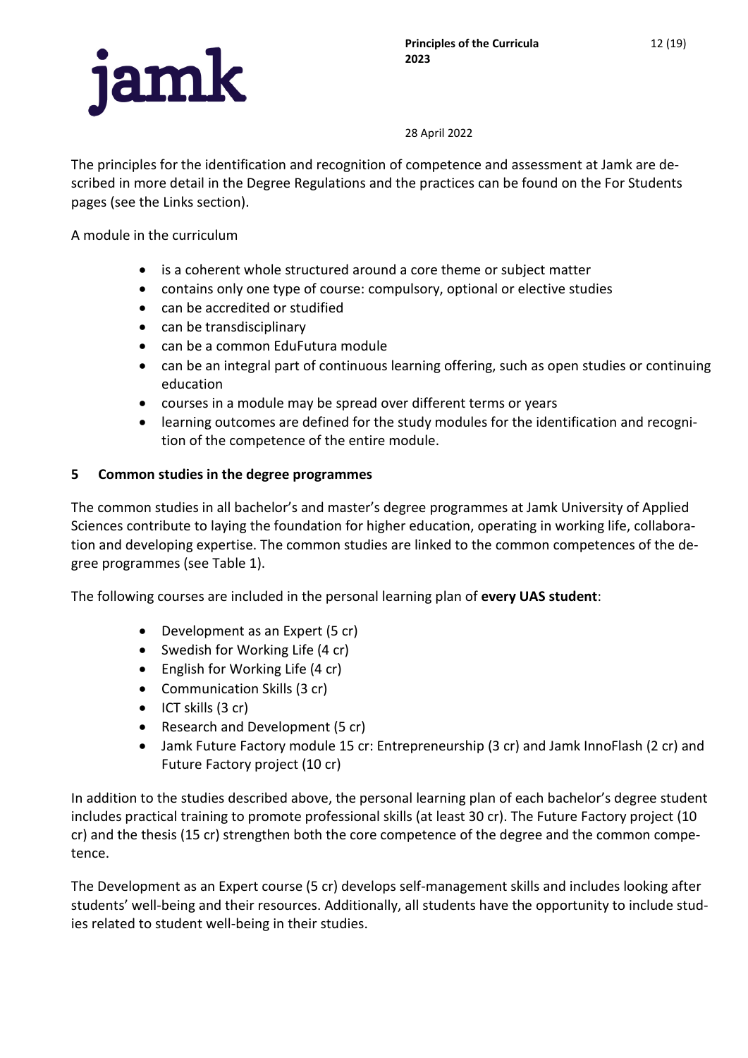The principles for the identification and recognition of competence and assessment at Jamk are described in more detail in the Degree Regulations and the practices can be found on the For Students pages (see the Links section).

A module in the curriculum

- is a coherent whole structured around a core theme or subject matter
- contains only one type of course: compulsory, optional or elective studies
- can be accredited or studified
- can be transdisciplinary
- can be a common EduFutura module
- can be an integral part of continuous learning offering, such as open studies or continuing education
- courses in a module may be spread over different terms or years
- learning outcomes are defined for the study modules for the identification and recognition of the competence of the entire module.

## 5 Common studies in the degree programmes

The common studies in all bachelor's and master's degree programmes at Jamk University of Applied Sciences contribute to laying the foundation for higher education, operating in working life, collaboration and developing expertise. The common studies are linked to the common competences of the degree programmes (see Table 1).

The following courses are included in the personal learning plan of **every UAS student**:

- Development as an Expert (5 cr)
- Swedish for Working Life (4 cr)
- English for Working Life (4 cr)
- Communication Skills (3 cr)
- ICT skills (3 cr)
- Research and Development (5 cr)
- Jamk Future Factory module 15 cr: Entrepreneurship (3 cr) and Jamk InnoFlash (2 cr) and Future Factory project (10 cr)

In addition to the studies described above, the personal learning plan of each bachelor's degree student includes practical training to promote professional skills (at least 30 cr). The Future Factory project (10 cr) and the thesis (15 cr) strengthen both the core competence of the degree and the common competence.

The Development as an Expert course (5 cr) develops self-management skills and includes looking after students' well-being and their resources. Additionally, all students have the opportunity to include studies related to student well-being in their studies.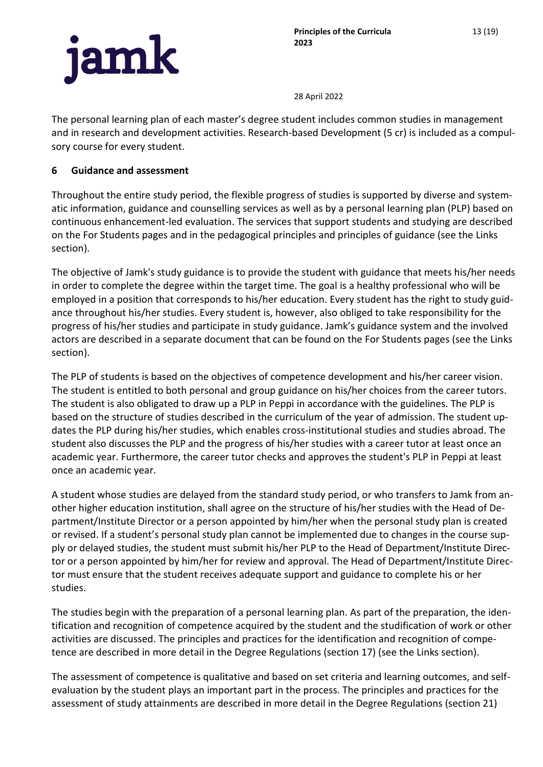The personal learning plan of each master's degree student includes common studies in management and in research and development activities. Research-based Development (5 cr) is included as a compulsory course for every student.

## 6 Guidance and assessment

Throughout the entire study period, the flexible progress of studies is supported by diverse and systematic information, guidance and counselling services as well as by a personal learning plan (PLP) based on continuous enhancement-led evaluation. The services that support students and studying are described on the For Students pages and in the pedagogical principles and principles of guidance (see the Links section).

The objective of Jamk's study guidance is to provide the student with guidance that meets his/her needs in order to complete the degree within the target time. The goal is a healthy professional who will be employed in a position that corresponds to his/her education. Every student has the right to study guidance throughout his/her studies. Every student is, however, also obliged to take responsibility for the progress of his/her studies and participate in study guidance. Jamk's guidance system and the involved actors are described in a separate document that can be found on the For Students pages (see the Links section).

The PLP of students is based on the objectives of competence development and his/her career vision. The student is entitled to both personal and group guidance on his/her choices from the career tutors. The student is also obligated to draw up a PLP in Peppi in accordance with the guidelines. The PLP is based on the structure of studies described in the curriculum of the year of admission. The student updates the PLP during his/her studies, which enables cross-institutional studies and studies abroad. The student also discusses the PLP and the progress of his/her studies with a career tutor at least once an academic year. Furthermore, the career tutor checks and approves the student's PLP in Peppi at least once an academic year.

A student whose studies are delayed from the standard study period, or who transfers to Jamk from another higher education institution, shall agree on the structure of his/her studies with the Head of Department/Institute Director or a person appointed by him/her when the personal study plan is created or revised. If a student's personal study plan cannot be implemented due to changes in the course supply or delayed studies, the student must submit his/her PLP to the Head of Department/Institute Director or a person appointed by him/her for review and approval. The Head of Department/Institute Director must ensure that the student receives adequate support and guidance to complete his or her studies.

The studies begin with the preparation of a personal learning plan. As part of the preparation, the identification and recognition of competence acquired by the student and the studification of work or other activities are discussed. The principles and practices for the identification and recognition of competence are described in more detail in the Degree Regulations (section 17) (see the Links section).

The assessment of competence is qualitative and based on set criteria and learning outcomes, and self-evaluation by the student plays an important part in the process. The principles and practices for the assessment of study attainments are described in more detail in the Degree Regulations (section 21)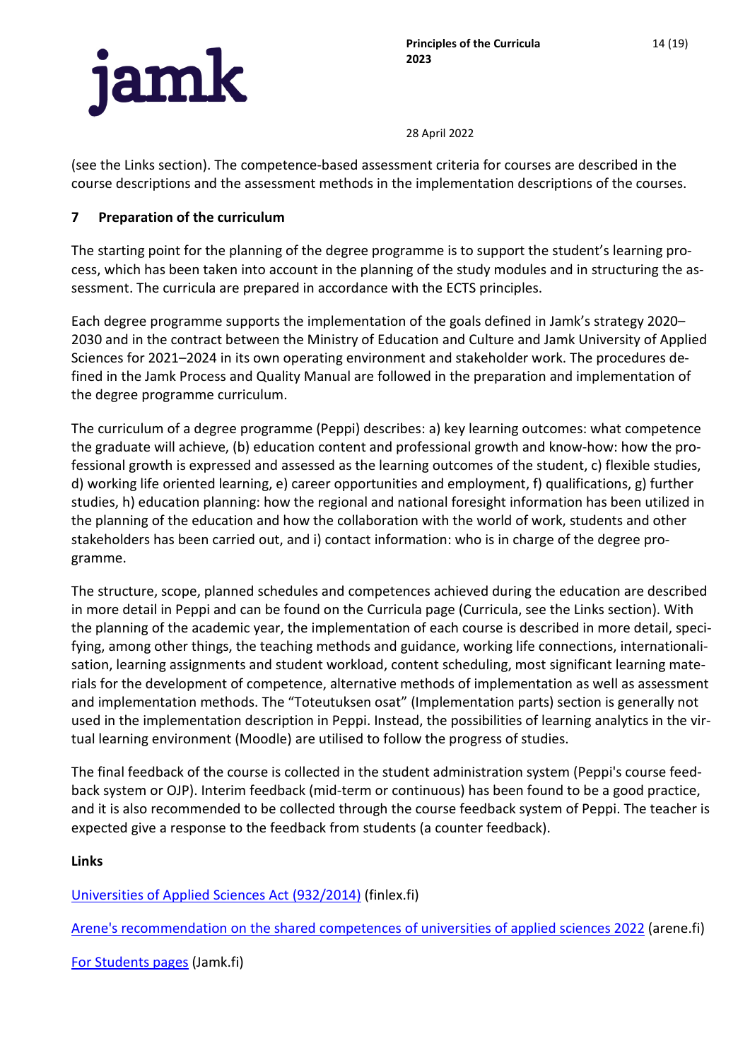(see the Links section). The competence-based assessment criteria for courses are described in the course descriptions and the assessment methods in the implementation descriptions of the courses.

## 7 Preparation of the curriculum

The starting point for the planning of the degree programme is to support the student's learning process, which has been taken into account in the planning of the study modules and in structuring the assessment. The curricula are prepared in accordance with the ECTS principles.

Each degree programme supports the implementation of the goals defined in Jamk's strategy 2020–2030 and in the contract between the Ministry of Education and Culture and Jamk University of Applied Sciences for 2021–2024 in its own operating environment and stakeholder work. The procedures defined in the Jamk Process and Quality Manual are followed in the preparation and implementation of the degree programme curriculum.

The curriculum of a degree programme (Peppi) describes: a) key learning outcomes: what competence the graduate will achieve, (b) education content and professional growth and know-how: how the professional growth is expressed and assessed as the learning outcomes of the student, c) flexible studies, d) working life oriented learning, e) career opportunities and employment, f) qualifications, g) further studies, h) education planning: how the regional and national foresight information has been utilized in the planning of the education and how the collaboration with the world of work, students and other stakeholders has been carried out, and i) contact information: who is in charge of the degree programme.

The structure, scope, planned schedules and competences achieved during the education are described in more detail in Peppi and can be found on the Curricula page (Curricula, see the Links section). With the planning of the academic year, the implementation of each course is described in more detail, specifying, among other things, the teaching methods and guidance, working life connections, internationalisation, learning assignments and student workload, content scheduling, most significant learning materials for the development of competence, alternative methods of implementation as well as assessment and implementation methods. The "Toteutuksen osat" (Implementation parts) section is generally not used in the implementation description in Peppi. Instead, the possibilities of learning analytics in the virtual learning environment (Moodle) are utilised to follow the progress of studies.

The final feedback of the course is collected in the student administration system (Peppi's course feedback system or OJP). Interim feedback (mid-term or continuous) has been found to be a good practice, and it is also recommended to be collected through the course feedback system of Peppi. The teacher is expected give a response to the feedback from students (a counter feedback).

**Links**

Universities of Applied Sciences Act (932/2014) (finlex.fi)

Arene's recommendation on the shared competences of universities of applied sciences 2022 (arene.fi)

For Students pages (Jamk.fi)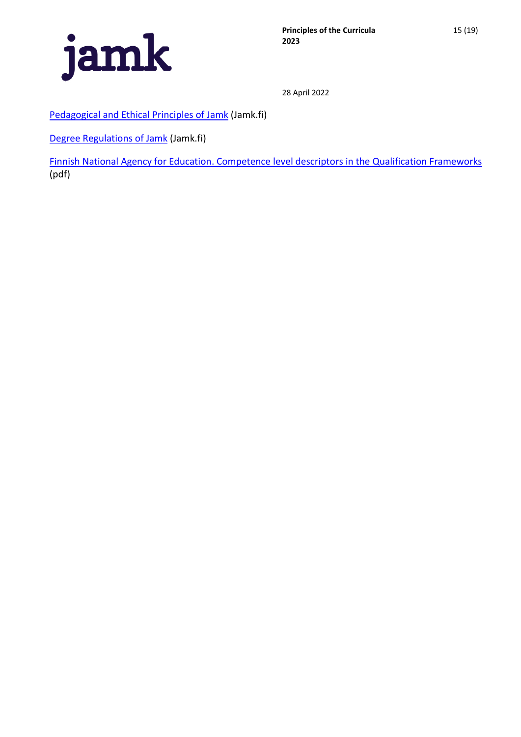Pedagogical and Ethical Principles of Jamk (Jamk.fi)

Degree Regulations of Jamk (Jamk.fi)

Finnish National Agency for Education. Competence level descriptors in the Qualification Frameworks (pdf)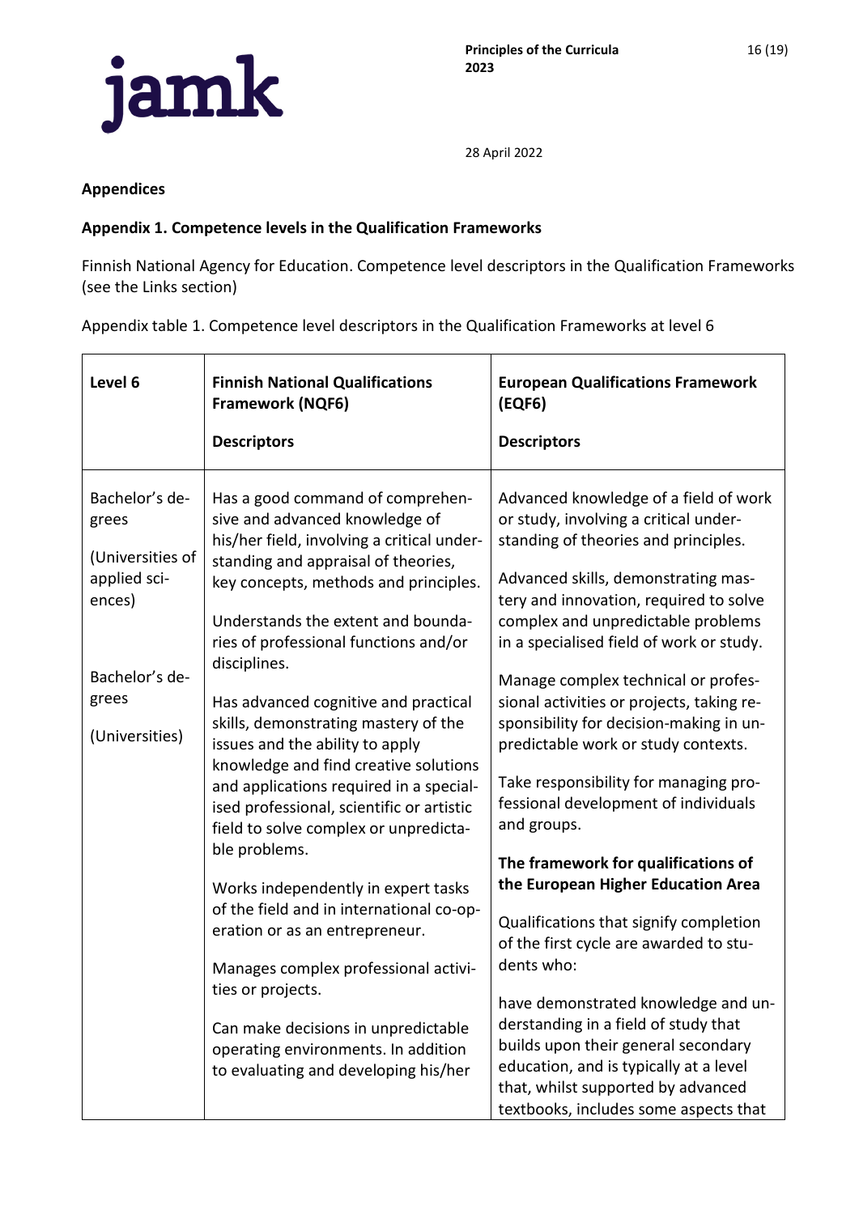### Appendices

### Appendix 1. Competence levels in the Qualification Frameworks

Finnish National Agency for Education. Competence level descriptors in the Qualification Frameworks (see the Links section)

Appendix table 1. Competence level descriptors in the Qualification Frameworks at level 6

| **Level 6** | **Finnish National Qualifications Framework (NQF6)**<br><br>**Descriptors** | **European Qualifications Framework (EQF6)**<br><br>**Descriptors** |
|---|---|---|
| Bachelor's degrees<br><br>(Universities of applied sciences)<br><br>Bachelor's degrees<br><br>(Universities) | Has a good command of comprehensive and advanced knowledge of his/her field, involving a critical understanding and appraisal of theories, key concepts, methods and principles.<br><br>Understands the extent and boundaries of professional functions and/or disciplines.<br><br>Has advanced cognitive and practical skills, demonstrating mastery of the issues and the ability to apply knowledge and find creative solutions and applications required in a specialised professional, scientific or artistic field to solve complex or unpredictable problems.<br><br>Works independently in expert tasks of the field and in international co-operation or as an entrepreneur.<br><br>Manages complex professional activities or projects.<br><br>Can make decisions in unpredictable operating environments. In addition to evaluating and developing his/her | Advanced knowledge of a field of work or study, involving a critical understanding of theories and principles.<br><br>Advanced skills, demonstrating mastery and innovation, required to solve complex and unpredictable problems in a specialised field of work or study.<br><br>Manage complex technical or professional activities or projects, taking responsibility for decision-making in unpredictable work or study contexts.<br><br>Take responsibility for managing professional development of individuals and groups.<br><br>**The framework for qualifications of the European Higher Education Area**<br><br>Qualifications that signify completion of the first cycle are awarded to students who:<br><br>have demonstrated knowledge and understanding in a field of study that builds upon their general secondary education, and is typically at a level that, whilst supported by advanced textbooks, includes some aspects that |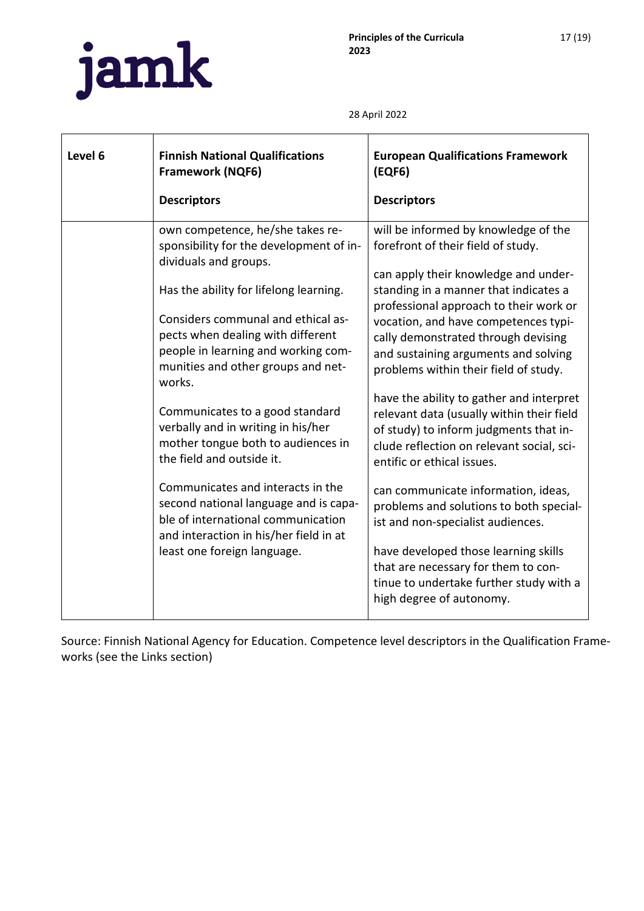| Level 6 | Finnish National Qualifications Framework (NQF6)<br><br>Descriptors | European Qualifications Framework (EQF6)<br><br>Descriptors |
|---|---|---|
| | own competence, he/she takes responsibility for the development of individuals and groups.<br><br>Has the ability for lifelong learning.<br><br>Considers communal and ethical aspects when dealing with different people in learning and working communities and other groups and networks.<br><br>Communicates to a good standard verbally and in writing in his/her mother tongue both to audiences in the field and outside it.<br><br>Communicates and interacts in the second national language and is capable of international communication and interaction in his/her field in at least one foreign language. | will be informed by knowledge of the forefront of their field of study.<br><br>can apply their knowledge and understanding in a manner that indicates a professional approach to their work or vocation, and have competences typically demonstrated through devising and sustaining arguments and solving problems within their field of study.<br><br>have the ability to gather and interpret relevant data (usually within their field of study) to inform judgments that include reflection on relevant social, scientific or ethical issues.<br><br>can communicate information, ideas, problems and solutions to both specialist and non-specialist audiences.<br><br>have developed those learning skills that are necessary for them to continue to undertake further study with a high degree of autonomy. |

Source: Finnish National Agency for Education. Competence level descriptors in the Qualification Frameworks (see the Links section)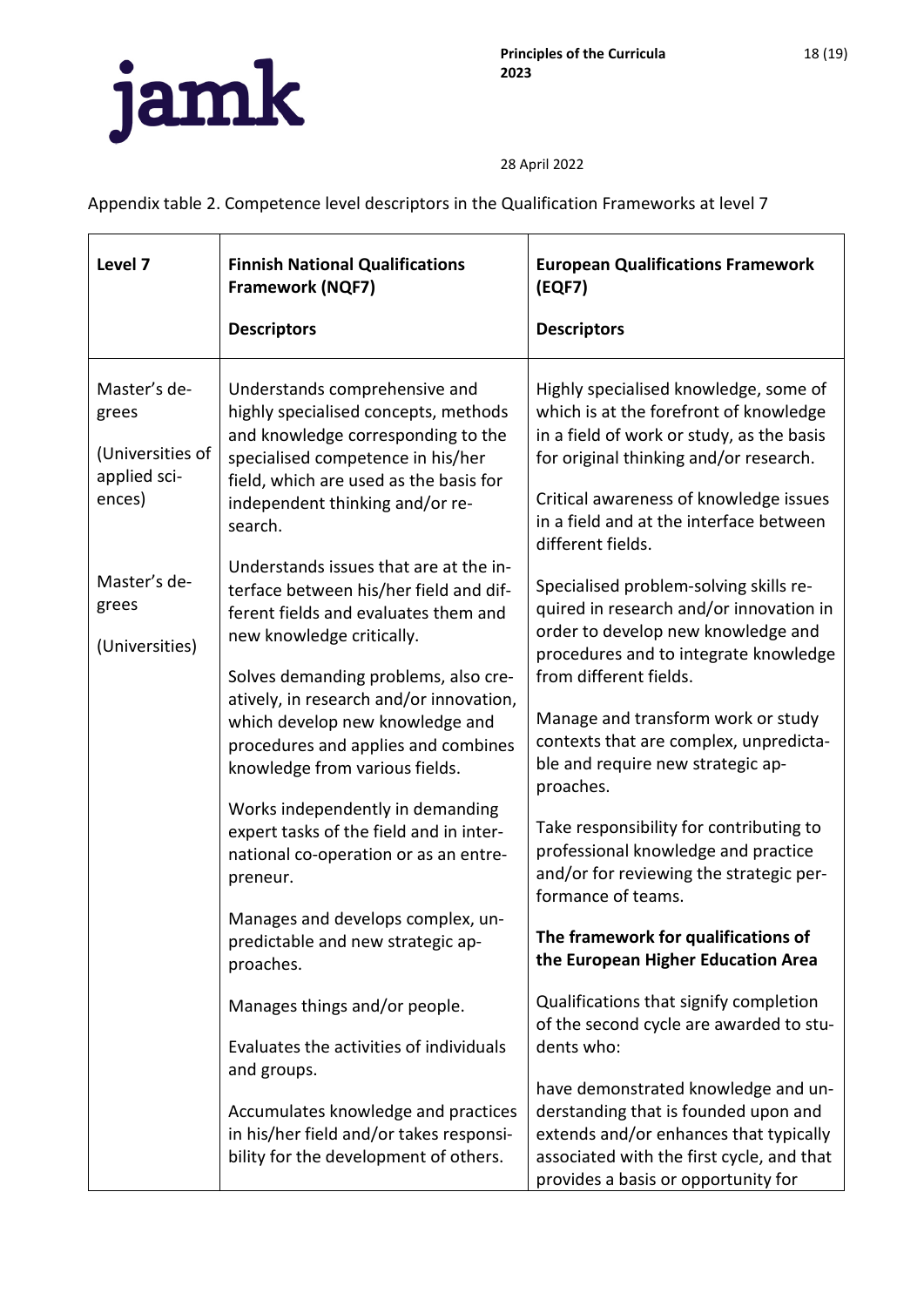Appendix table 2. Competence level descriptors in the Qualification Frameworks at level 7

| Level 7 | Finnish National Qualifications Framework (NQF7)<br><br>Descriptors | European Qualifications Framework (EQF7)<br><br>Descriptors |
|---|---|---|
| Master's degrees<br><br>(Universities of applied sciences)<br><br>Master's degrees<br><br>(Universities) | Understands comprehensive and highly specialised concepts, methods and knowledge corresponding to the specialised competence in his/her field, which are used as the basis for independent thinking and/or research.<br><br>Understands issues that are at the interface between his/her field and different fields and evaluates them and new knowledge critically.<br><br>Solves demanding problems, also creatively, in research and/or innovation, which develop new knowledge and procedures and applies and combines knowledge from various fields.<br><br>Works independently in demanding expert tasks of the field and in international co-operation or as an entrepreneur.<br><br>Manages and develops complex, unpredictable and new strategic approaches.<br><br>Manages things and/or people.<br><br>Evaluates the activities of individuals and groups.<br><br>Accumulates knowledge and practices in his/her field and/or takes responsibility for the development of others. | Highly specialised knowledge, some of which is at the forefront of knowledge in a field of work or study, as the basis for original thinking and/or research.<br><br>Critical awareness of knowledge issues in a field and at the interface between different fields.<br><br>Specialised problem-solving skills required in research and/or innovation in order to develop new knowledge and procedures and to integrate knowledge from different fields.<br><br>Manage and transform work or study contexts that are complex, unpredictable and require new strategic approaches.<br><br>Take responsibility for contributing to professional knowledge and practice and/or for reviewing the strategic performance of teams.<br><br>**The framework for qualifications of the European Higher Education Area**<br><br>Qualifications that signify completion of the second cycle are awarded to students who:<br><br>have demonstrated knowledge and understanding that is founded upon and extends and/or enhances that typically associated with the first cycle, and that provides a basis or opportunity for |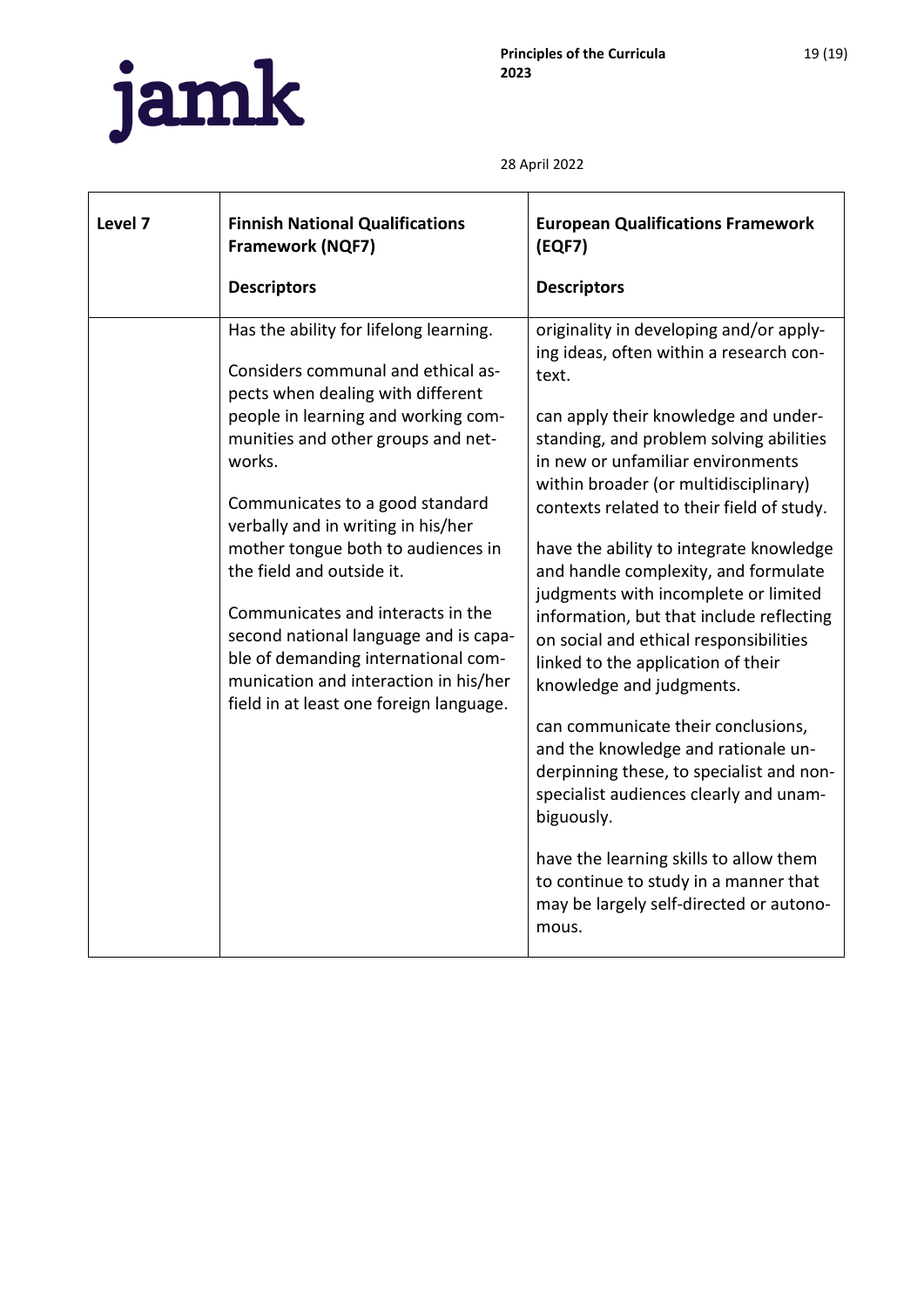28 April 2022

| Level 7 | **Finnish National Qualifications Framework (NQF7)**<br><br>**Descriptors** | **European Qualifications Framework (EQF7)**<br><br>**Descriptors** |
|---|---|---|
| | Has the ability for lifelong learning.<br><br>Considers communal and ethical aspects when dealing with different people in learning and working communities and other groups and networks.<br><br>Communicates to a good standard verbally and in writing in his/her mother tongue both to audiences in the field and outside it.<br><br>Communicates and interacts in the second national language and is capable of demanding international communication and interaction in his/her field in at least one foreign language. | originality in developing and/or applying ideas, often within a research context.<br><br>can apply their knowledge and understanding, and problem solving abilities in new or unfamiliar environments within broader (or multidisciplinary) contexts related to their field of study.<br><br>have the ability to integrate knowledge and handle complexity, and formulate judgments with incomplete or limited information, but that include reflecting on social and ethical responsibilities linked to the application of their knowledge and judgments.<br><br>can communicate their conclusions, and the knowledge and rationale underpinning these, to specialist and non-specialist audiences clearly and unambiguously.<br><br>have the learning skills to allow them to continue to study in a manner that may be largely self-directed or autonomous. |